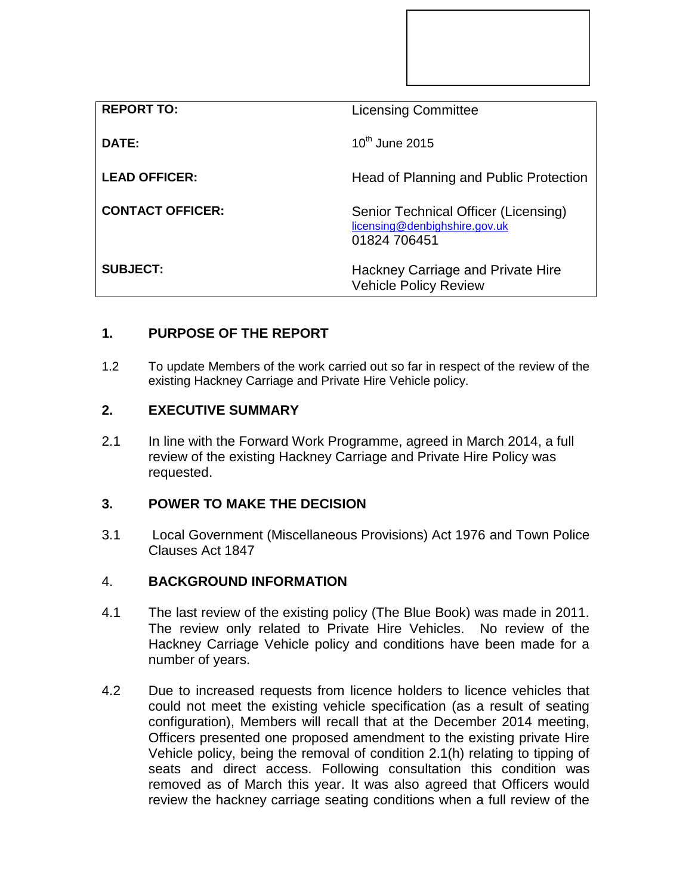| | |
|---|---|
| **REPORT TO:** | Licensing Committee |
| **DATE:** | 10th June 2015 |
| **LEAD OFFICER:** | Head of Planning and Public Protection |
| **CONTACT OFFICER:** | Senior Technical Officer (Licensing)<br>licensing@denbighshire.gov.uk<br>01824 706451 |
| **SUBJECT:** | Hackney Carriage and Private Hire Vehicle Policy Review |

## 1. PURPOSE OF THE REPORT

1.2 To update Members of the work carried out so far in respect of the review of the existing Hackney Carriage and Private Hire Vehicle policy.

## 2. EXECUTIVE SUMMARY

2.1 In line with the Forward Work Programme, agreed in March 2014, a full review of the existing Hackney Carriage and Private Hire Policy was requested.

## 3. POWER TO MAKE THE DECISION

3.1 Local Government (Miscellaneous Provisions) Act 1976 and Town Police Clauses Act 1847

## 4. BACKGROUND INFORMATION

4.1 The last review of the existing policy (The Blue Book) was made in 2011. The review only related to Private Hire Vehicles. No review of the Hackney Carriage Vehicle policy and conditions have been made for a number of years.

4.2 Due to increased requests from licence holders to licence vehicles that could not meet the existing vehicle specification (as a result of seating configuration), Members will recall that at the December 2014 meeting, Officers presented one proposed amendment to the existing private Hire Vehicle policy, being the removal of condition 2.1(h) relating to tipping of seats and direct access. Following consultation this condition was removed as of March this year. It was also agreed that Officers would review the hackney carriage seating conditions when a full review of the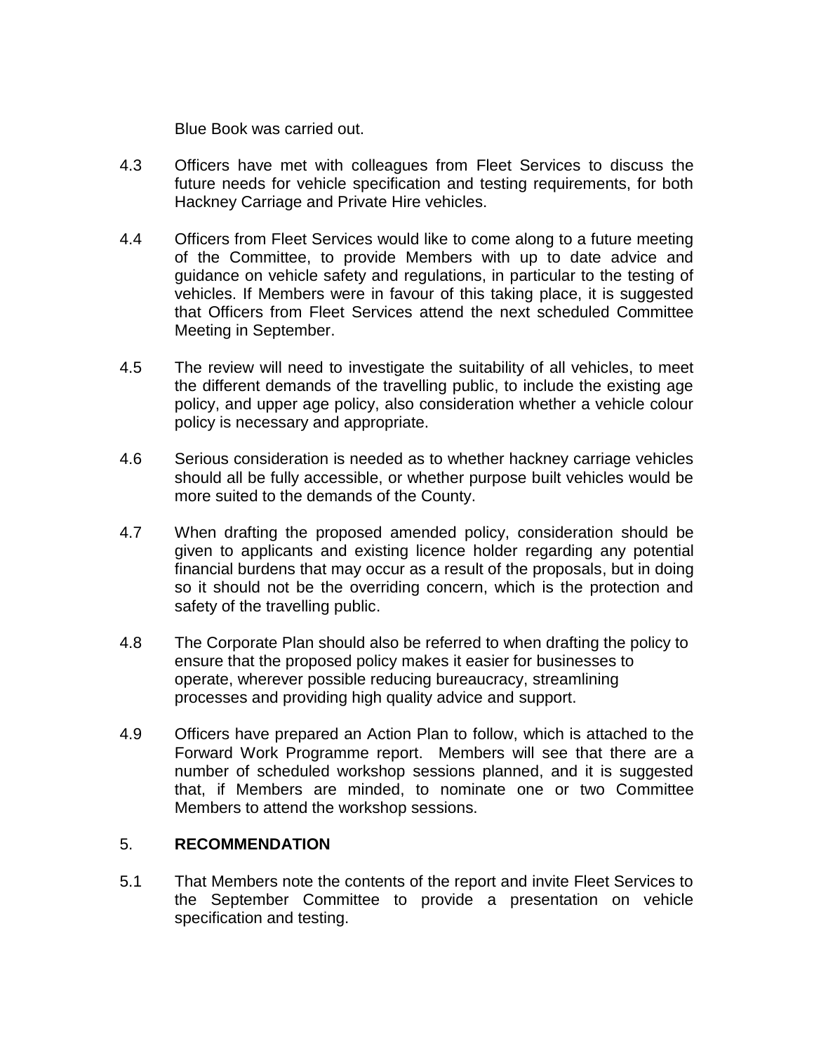Blue Book was carried out.

4.3 Officers have met with colleagues from Fleet Services to discuss the future needs for vehicle specification and testing requirements, for both Hackney Carriage and Private Hire vehicles.

4.4 Officers from Fleet Services would like to come along to a future meeting of the Committee, to provide Members with up to date advice and guidance on vehicle safety and regulations, in particular to the testing of vehicles. If Members were in favour of this taking place, it is suggested that Officers from Fleet Services attend the next scheduled Committee Meeting in September.

4.5 The review will need to investigate the suitability of all vehicles, to meet the different demands of the travelling public, to include the existing age policy, and upper age policy, also consideration whether a vehicle colour policy is necessary and appropriate.

4.6 Serious consideration is needed as to whether hackney carriage vehicles should all be fully accessible, or whether purpose built vehicles would be more suited to the demands of the County.

4.7 When drafting the proposed amended policy, consideration should be given to applicants and existing licence holder regarding any potential financial burdens that may occur as a result of the proposals, but in doing so it should not be the overriding concern, which is the protection and safety of the travelling public.

4.8 The Corporate Plan should also be referred to when drafting the policy to ensure that the proposed policy makes it easier for businesses to operate, wherever possible reducing bureaucracy, streamlining processes and providing high quality advice and support.

4.9 Officers have prepared an Action Plan to follow, which is attached to the Forward Work Programme report. Members will see that there are a number of scheduled workshop sessions planned, and it is suggested that, if Members are minded, to nominate one or two Committee Members to attend the workshop sessions.

## 5. RECOMMENDATION

5.1 That Members note the contents of the report and invite Fleet Services to the September Committee to provide a presentation on vehicle specification and testing.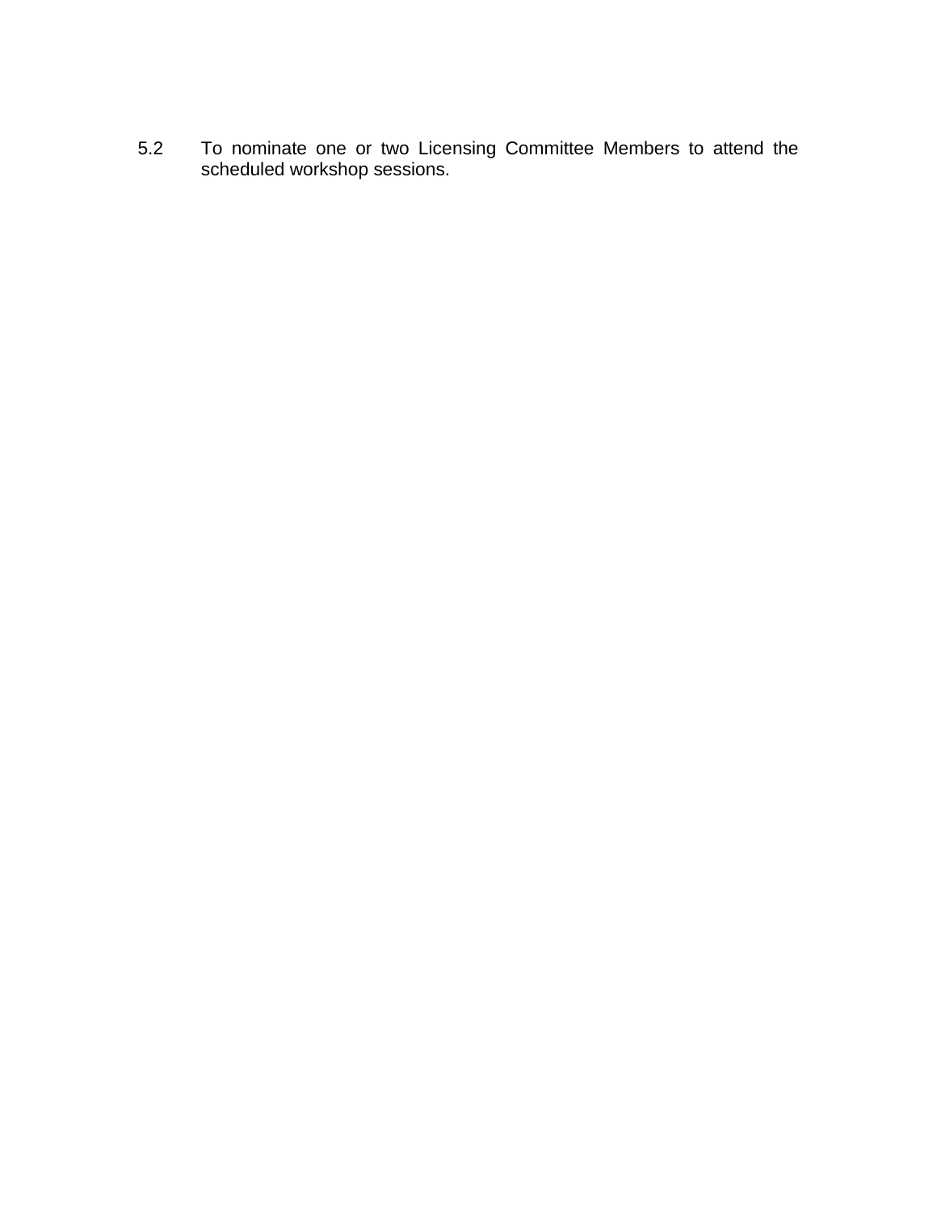5.2 To nominate one or two Licensing Committee Members to attend the scheduled workshop sessions.